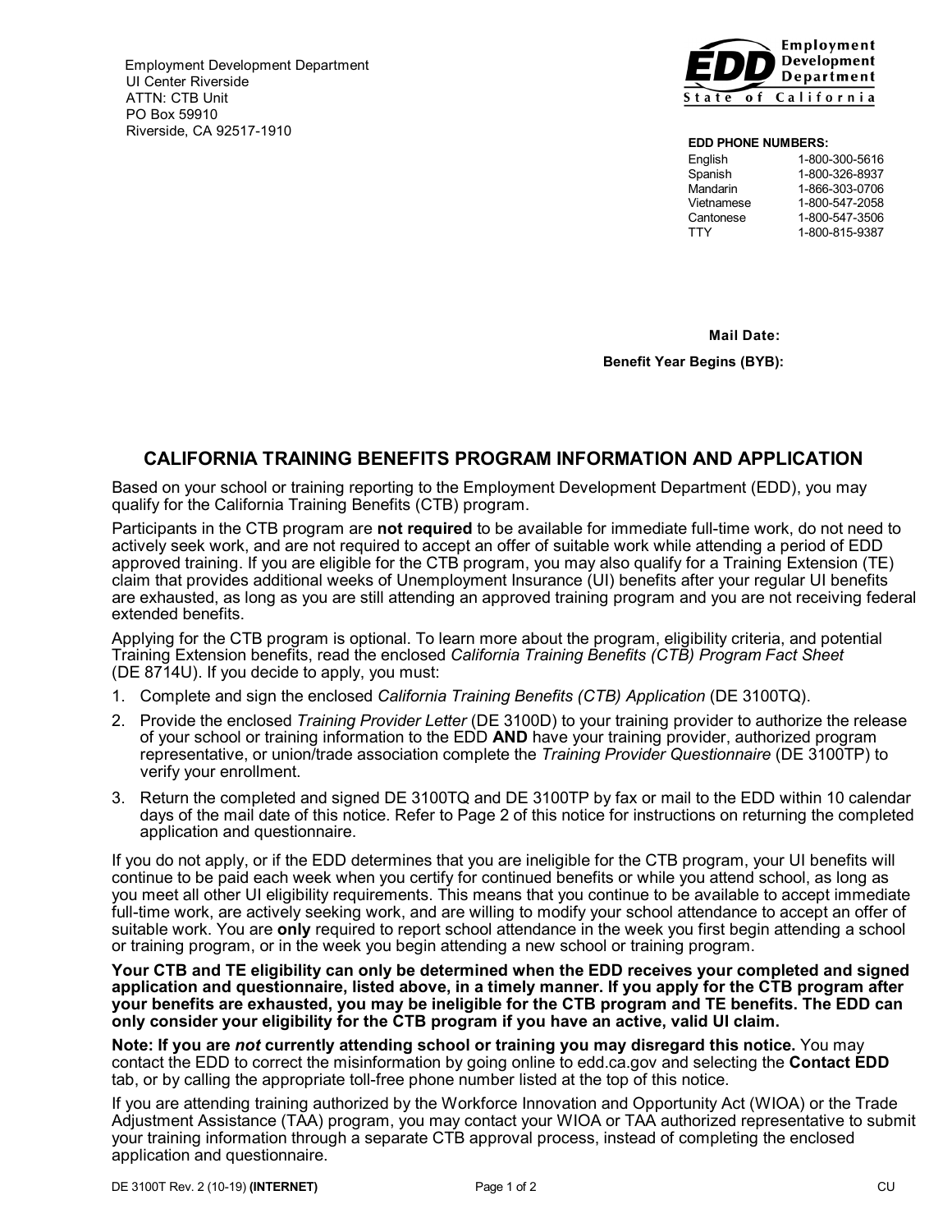Employment Development Department
UI Center Riverside
ATTN: CTB Unit
PO Box 59910
Riverside, CA 92517-1910

**Employment Development Department**
**State of California**

**EDD PHONE NUMBERS:**

| | |
|---|---|
| English | 1-800-300-5616 |
| Spanish | 1-800-326-8937 |
| Mandarin | 1-866-303-0706 |
| Vietnamese | 1-800-547-2058 |
| Cantonese | 1-800-547-3506 |
| TTY | 1-800-815-9387 |

**Mail Date:**

**Benefit Year Begins (BYB):**

## CALIFORNIA TRAINING BENEFITS PROGRAM INFORMATION AND APPLICATION

Based on your school or training reporting to the Employment Development Department (EDD), you may qualify for the California Training Benefits (CTB) program.

Participants in the CTB program are **not required** to be available for immediate full-time work, do not need to actively seek work, and are not required to accept an offer of suitable work while attending a period of EDD approved training. If you are eligible for the CTB program, you may also qualify for a Training Extension (TE) claim that provides additional weeks of Unemployment Insurance (UI) benefits after your regular UI benefits are exhausted, as long as you are still attending an approved training program and you are not receiving federal extended benefits.

Applying for the CTB program is optional. To learn more about the program, eligibility criteria, and potential Training Extension benefits, read the enclosed *California Training Benefits (CTB) Program Fact Sheet* (DE 8714U). If you decide to apply, you must:

1. Complete and sign the enclosed *California Training Benefits (CTB) Application* (DE 3100TQ).
2. Provide the enclosed *Training Provider Letter* (DE 3100D) to your training provider to authorize the release of your school or training information to the EDD **AND** have your training provider, authorized program representative, or union/trade association complete the *Training Provider Questionnaire* (DE 3100TP) to verify your enrollment.
3. Return the completed and signed DE 3100TQ and DE 3100TP by fax or mail to the EDD within 10 calendar days of the mail date of this notice. Refer to Page 2 of this notice for instructions on returning the completed application and questionnaire.

If you do not apply, or if the EDD determines that you are ineligible for the CTB program, your UI benefits will continue to be paid each week when you certify for continued benefits or while you attend school, as long as you meet all other UI eligibility requirements. This means that you continue to be available to accept immediate full-time work, are actively seeking work, and are willing to modify your school attendance to accept an offer of suitable work. You are **only** required to report school attendance in the week you first begin attending a school or training program, or in the week you begin attending a new school or training program.

**Your CTB and TE eligibility can only be determined when the EDD receives your completed and signed application and questionnaire, listed above, in a timely manner. If you apply for the CTB program after your benefits are exhausted, you may be ineligible for the CTB program and TE benefits. The EDD can only consider your eligibility for the CTB program if you have an active, valid UI claim.**

**Note: If you are *not* currently attending school or training you may disregard this notice.** You may contact the EDD to correct the misinformation by going online to edd.ca.gov and selecting the **Contact EDD** tab, or by calling the appropriate toll-free phone number listed at the top of this notice.

If you are attending training authorized by the Workforce Innovation and Opportunity Act (WIOA) or the Trade Adjustment Assistance (TAA) program, you may contact your WIOA or TAA authorized representative to submit your training information through a separate CTB approval process, instead of completing the enclosed application and questionnaire.

DE 3100T Rev. 2 (10-19) **(INTERNET)** CU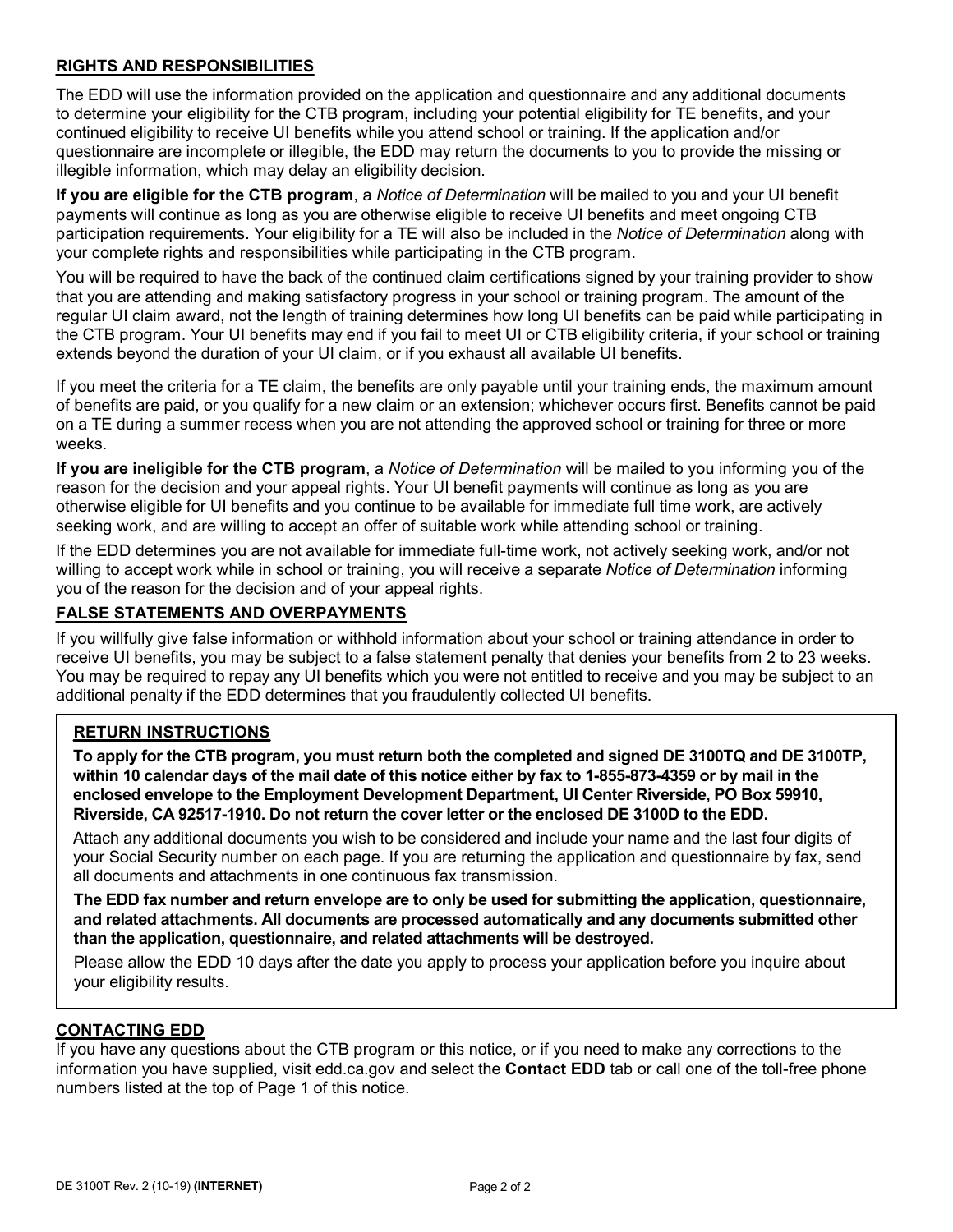## RIGHTS AND RESPONSIBILITIES

The EDD will use the information provided on the application and questionnaire and any additional documents to determine your eligibility for the CTB program, including your potential eligibility for TE benefits, and your continued eligibility to receive UI benefits while you attend school or training. If the application and/or questionnaire are incomplete or illegible, the EDD may return the documents to you to provide the missing or illegible information, which may delay an eligibility decision.

**If you are eligible for the CTB program**, a *Notice of Determination* will be mailed to you and your UI benefit payments will continue as long as you are otherwise eligible to receive UI benefits and meet ongoing CTB participation requirements. Your eligibility for a TE will also be included in the *Notice of Determination* along with your complete rights and responsibilities while participating in the CTB program.

You will be required to have the back of the continued claim certifications signed by your training provider to show that you are attending and making satisfactory progress in your school or training program. The amount of the regular UI claim award, not the length of training determines how long UI benefits can be paid while participating in the CTB program. Your UI benefits may end if you fail to meet UI or CTB eligibility criteria, if your school or training extends beyond the duration of your UI claim, or if you exhaust all available UI benefits.

If you meet the criteria for a TE claim, the benefits are only payable until your training ends, the maximum amount of benefits are paid, or you qualify for a new claim or an extension; whichever occurs first. Benefits cannot be paid on a TE during a summer recess when you are not attending the approved school or training for three or more weeks.

**If you are ineligible for the CTB program**, a *Notice of Determination* will be mailed to you informing you of the reason for the decision and your appeal rights. Your UI benefit payments will continue as long as you are otherwise eligible for UI benefits and you continue to be available for immediate full time work, are actively seeking work, and are willing to accept an offer of suitable work while attending school or training.

If the EDD determines you are not available for immediate full-time work, not actively seeking work, and/or not willing to accept work while in school or training, you will receive a separate *Notice of Determination* informing you of the reason for the decision and of your appeal rights.

## FALSE STATEMENTS AND OVERPAYMENTS

If you willfully give false information or withhold information about your school or training attendance in order to receive UI benefits, you may be subject to a false statement penalty that denies your benefits from 2 to 23 weeks. You may be required to repay any UI benefits which you were not entitled to receive and you may be subject to an additional penalty if the EDD determines that you fraudulently collected UI benefits.

## RETURN INSTRUCTIONS

**To apply for the CTB program, you must return both the completed and signed DE 3100TQ and DE 3100TP, within 10 calendar days of the mail date of this notice either by fax to 1-855-873-4359 or by mail in the enclosed envelope to the Employment Development Department, UI Center Riverside, PO Box 59910, Riverside, CA 92517-1910. Do not return the cover letter or the enclosed DE 3100D to the EDD.**

Attach any additional documents you wish to be considered and include your name and the last four digits of your Social Security number on each page. If you are returning the application and questionnaire by fax, send all documents and attachments in one continuous fax transmission.

**The EDD fax number and return envelope are to only be used for submitting the application, questionnaire, and related attachments. All documents are processed automatically and any documents submitted other than the application, questionnaire, and related attachments will be destroyed.**

Please allow the EDD 10 days after the date you apply to process your application before you inquire about your eligibility results.

## CONTACTING EDD

If you have any questions about the CTB program or this notice, or if you need to make any corrections to the information you have supplied, visit edd.ca.gov and select the **Contact EDD** tab or call one of the toll-free phone numbers listed at the top of Page 1 of this notice.

DE 3100T Rev. 2 (10-19) **(INTERNET)**